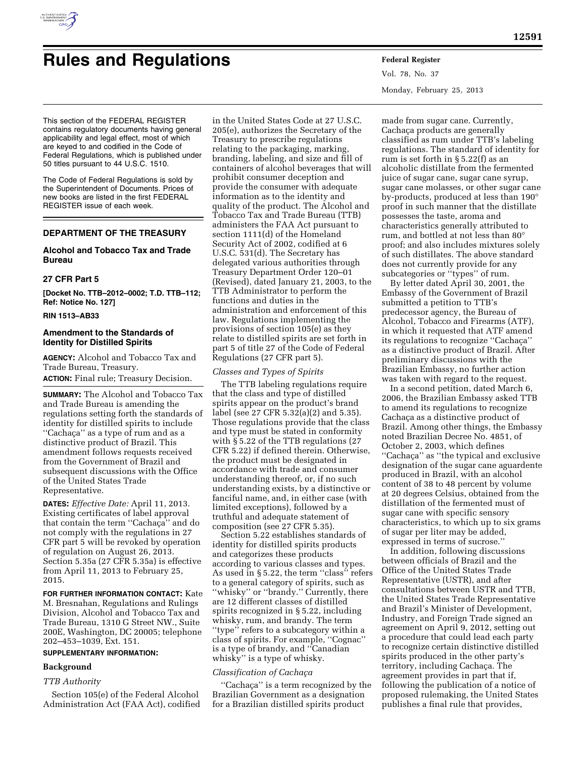# Rules and Regulations

This section of the FEDERAL REGISTER contains regulatory documents having general applicability and legal effect, most of which are keyed to and codified in the Code of Federal Regulations, which is published under 50 titles pursuant to 44 U.S.C. 1510.

The Code of Federal Regulations is sold by the Superintendent of Documents. Prices of new books are listed in the first FEDERAL REGISTER issue of each week.

## DEPARTMENT OF THE TREASURY

### Alcohol and Tobacco Tax and Trade Bureau

### 27 CFR Part 5

**[Docket No. TTB–2012–0002; T.D. TTB–112; Ref: Notice No. 127]**

**RIN 1513–AB33**

### Amendment to the Standards of Identity for Distilled Spirits

**AGENCY:** Alcohol and Tobacco Tax and Trade Bureau, Treasury.

**ACTION:** Final rule; Treasury Decision.

**SUMMARY:** The Alcohol and Tobacco Tax and Trade Bureau is amending the regulations setting forth the standards of identity for distilled spirits to include ''Cachaça'' as a type of rum and as a distinctive product of Brazil. This amendment follows requests received from the Government of Brazil and subsequent discussions with the Office of the United States Trade Representative.

**DATES:** *Effective Date:* April 11, 2013. Existing certificates of label approval that contain the term ''Cachaça'' and do not comply with the regulations in 27 CFR part 5 will be revoked by operation of regulation on August 26, 2013. Section 5.35a (27 CFR 5.35a) is effective from April 11, 2013 to February 25, 2015.

**FOR FURTHER INFORMATION CONTACT:** Kate M. Bresnahan, Regulations and Rulings Division, Alcohol and Tobacco Tax and Trade Bureau, 1310 G Street NW., Suite 200E, Washington, DC 20005; telephone 202–453–1039, Ext. 151.

**SUPPLEMENTARY INFORMATION:**

## Background

### *TTB Authority*

Section 105(e) of the Federal Alcohol Administration Act (FAA Act), codified in the United States Code at 27 U.S.C. 205(e), authorizes the Secretary of the Treasury to prescribe regulations relating to the packaging, marking, branding, labeling, and size and fill of containers of alcohol beverages that will prohibit consumer deception and provide the consumer with adequate information as to the identity and quality of the product. The Alcohol and Tobacco Tax and Trade Bureau (TTB) administers the FAA Act pursuant to section 1111(d) of the Homeland Security Act of 2002, codified at 6 U.S.C. 531(d). The Secretary has delegated various authorities through Treasury Department Order 120–01 (Revised), dated January 21, 2003, to the TTB Administrator to perform the functions and duties in the administration and enforcement of this law. Regulations implementing the provisions of section 105(e) as they relate to distilled spirits are set forth in part 5 of title 27 of the Code of Federal Regulations (27 CFR part 5).

### *Classes and Types of Spirits*

The TTB labeling regulations require that the class and type of distilled spirits appear on the product's brand label (see 27 CFR 5.32(a)(2) and 5.35). Those regulations provide that the class and type must be stated in conformity with § 5.22 of the TTB regulations (27 CFR 5.22) if defined therein. Otherwise, the product must be designated in accordance with trade and consumer understanding thereof, or, if no such understanding exists, by a distinctive or fanciful name, and, in either case (with limited exceptions), followed by a truthful and adequate statement of composition (see 27 CFR 5.35).

Section 5.22 establishes standards of identity for distilled spirits products and categorizes these products according to various classes and types. As used in § 5.22, the term ''class'' refers to a general category of spirits, such as ''whisky'' or ''brandy.'' Currently, there are 12 different classes of distilled spirits recognized in § 5.22, including whisky, rum, and brandy. The term ''type'' refers to a subcategory within a class of spirits. For example, ''Cognac'' is a type of brandy, and ''Canadian whisky'' is a type of whisky.

### *Classification of Cachaça*

''Cachaça'' is a term recognized by the Brazilian Government as a designation for a Brazilian distilled spirits product made from sugar cane. Currently, Cachaça products are generally classified as rum under TTB's labeling regulations. The standard of identity for rum is set forth in § 5.22(f) as an alcoholic distillate from the fermented juice of sugar cane, sugar cane syrup, sugar cane molasses, or other sugar cane by-products, produced at less than 190° proof in such manner that the distillate possesses the taste, aroma and characteristics generally attributed to rum, and bottled at not less than 80° proof; and also includes mixtures solely of such distillates. The above standard does not currently provide for any subcategories or ''types'' of rum.

By letter dated April 30, 2001, the Embassy of the Government of Brazil submitted a petition to TTB's predecessor agency, the Bureau of Alcohol, Tobacco and Firearms (ATF), in which it requested that ATF amend its regulations to recognize ''Cachaça'' as a distinctive product of Brazil. After preliminary discussions with the Brazilian Embassy, no further action was taken with regard to the request.

In a second petition, dated March 6, 2006, the Brazilian Embassy asked TTB to amend its regulations to recognize Cachaça as a distinctive product of Brazil. Among other things, the Embassy noted Brazilian Decree No. 4851, of October 2, 2003, which defines ''Cachaça'' as ''the typical and exclusive designation of the sugar cane aguardente produced in Brazil, with an alcohol content of 38 to 48 percent by volume at 20 degrees Celsius, obtained from the distillation of the fermented must of sugar cane with specific sensory characteristics, to which up to six grams of sugar per liter may be added, expressed in terms of sucrose.''

In addition, following discussions between officials of Brazil and the Office of the United States Trade Representative (USTR), and after consultations between USTR and TTB, the United States Trade Representative and Brazil's Minister of Development, Industry, and Foreign Trade signed an agreement on April 9, 2012, setting out a procedure that could lead each party to recognize certain distinctive distilled spirits produced in the other party's territory, including Cachaça. The agreement provides in part that if, following the publication of a notice of proposed rulemaking, the United States publishes a final rule that provides,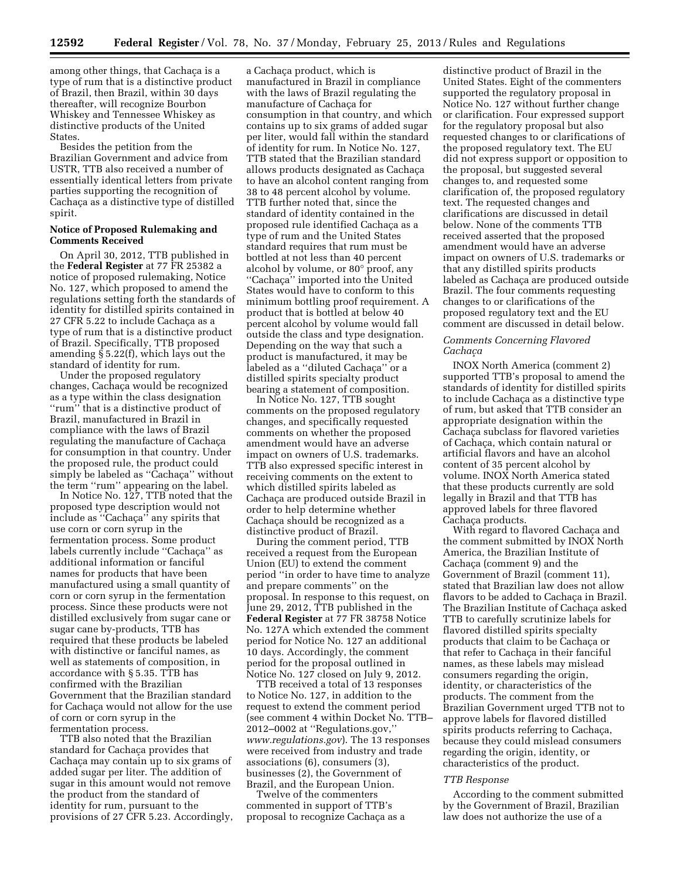among other things, that Cachaça is a type of rum that is a distinctive product of Brazil, then Brazil, within 30 days thereafter, will recognize Bourbon Whiskey and Tennessee Whiskey as distinctive products of the United States.

Besides the petition from the Brazilian Government and advice from USTR, TTB also received a number of essentially identical letters from private parties supporting the recognition of Cachaça as a distinctive type of distilled spirit.

**Notice of Proposed Rulemaking and Comments Received**

On April 30, 2012, TTB published in the **Federal Register** at 77 FR 25382 a notice of proposed rulemaking, Notice No. 127, which proposed to amend the regulations setting forth the standards of identity for distilled spirits contained in 27 CFR 5.22 to include Cachaça as a type of rum that is a distinctive product of Brazil. Specifically, TTB proposed amending § 5.22(f), which lays out the standard of identity for rum.

Under the proposed regulatory changes, Cachaça would be recognized as a type within the class designation ''rum'' that is a distinctive product of Brazil, manufactured in Brazil in compliance with the laws of Brazil regulating the manufacture of Cachaça for consumption in that country. Under the proposed rule, the product could simply be labeled as ''Cachaça'' without the term ''rum'' appearing on the label.

In Notice No. 127, TTB noted that the proposed type description would not include as ''Cachaça'' any spirits that use corn or corn syrup in the fermentation process. Some product labels currently include ''Cachaça'' as additional information or fanciful names for products that have been manufactured using a small quantity of corn or corn syrup in the fermentation process. Since these products were not distilled exclusively from sugar cane or sugar cane by-products, TTB has required that these products be labeled with distinctive or fanciful names, as well as statements of composition, in accordance with § 5.35. TTB has confirmed with the Brazilian Government that the Brazilian standard for Cachaça would not allow for the use of corn or corn syrup in the fermentation process.

TTB also noted that the Brazilian standard for Cachaça provides that Cachaça may contain up to six grams of added sugar per liter. The addition of sugar in this amount would not remove the product from the standard of identity for rum, pursuant to the provisions of 27 CFR 5.23. Accordingly, a Cachaça product, which is manufactured in Brazil in compliance with the laws of Brazil regulating the manufacture of Cachaça for consumption in that country, and which contains up to six grams of added sugar per liter, would fall within the standard of identity for rum. In Notice No. 127, TTB stated that the Brazilian standard allows products designated as Cachaça to have an alcohol content ranging from 38 to 48 percent alcohol by volume. TTB further noted that, since the standard of identity contained in the proposed rule identified Cachaça as a type of rum and the United States standard requires that rum must be bottled at not less than 40 percent alcohol by volume, or 80° proof, any ''Cachaça'' imported into the United States would have to conform to this minimum bottling proof requirement. A product that is bottled at below 40 percent alcohol by volume would fall outside the class and type designation. Depending on the way that such a product is manufactured, it may be labeled as a ''diluted Cachaça'' or a distilled spirits specialty product bearing a statement of composition.

In Notice No. 127, TTB sought comments on the proposed regulatory changes, and specifically requested comments on whether the proposed amendment would have an adverse impact on owners of U.S. trademarks. TTB also expressed specific interest in receiving comments on the extent to which distilled spirits labeled as Cachaça are produced outside Brazil in order to help determine whether Cachaça should be recognized as a distinctive product of Brazil.

During the comment period, TTB received a request from the European Union (EU) to extend the comment period ''in order to have time to analyze and prepare comments'' on the proposal. In response to this request, on June 29, 2012, TTB published in the **Federal Register** at 77 FR 38758 Notice No. 127A which extended the comment period for Notice No. 127 an additional 10 days. Accordingly, the comment period for the proposal outlined in Notice No. 127 closed on July 9, 2012.

TTB received a total of 13 responses to Notice No. 127, in addition to the request to extend the comment period (see comment 4 within Docket No. TTB–2012–0002 at ''Regulations.gov,'' *www.regulations.gov*). The 13 responses were received from industry and trade associations (6), consumers (3), businesses (2), the Government of Brazil, and the European Union.

Twelve of the commenters commented in support of TTB's proposal to recognize Cachaça as a distinctive product of Brazil in the United States. Eight of the commenters supported the regulatory proposal in Notice No. 127 without further change or clarification. Four expressed support for the regulatory proposal but also requested changes to or clarifications of the proposed regulatory text. The EU did not express support or opposition to the proposal, but suggested several changes to, and requested some clarification of, the proposed regulatory text. The requested changes and clarifications are discussed in detail below. None of the comments TTB received asserted that the proposed amendment would have an adverse impact on owners of U.S. trademarks or that any distilled spirits products labeled as Cachaça are produced outside Brazil. The four comments requesting changes to or clarifications of the proposed regulatory text and the EU comment are discussed in detail below.

*Comments Concerning Flavored Cachaça*

INOX North America (comment 2) supported TTB's proposal to amend the standards of identity for distilled spirits to include Cachaça as a distinctive type of rum, but asked that TTB consider an appropriate designation within the Cachaça subclass for flavored varieties of Cachaça, which contain natural or artificial flavors and have an alcohol content of 35 percent alcohol by volume. INOX North America stated that these products currently are sold legally in Brazil and that TTB has approved labels for three flavored Cachaça products.

With regard to flavored Cachaça and the comment submitted by INOX North America, the Brazilian Institute of Cachaça (comment 9) and the Government of Brazil (comment 11), stated that Brazilian law does not allow flavors to be added to Cachaça in Brazil. The Brazilian Institute of Cachaça asked TTB to carefully scrutinize labels for flavored distilled spirits specialty products that claim to be Cachaça or that refer to Cachaça in their fanciful names, as these labels may mislead consumers regarding the origin, identity, or characteristics of the products. The comment from the Brazilian Government urged TTB not to approve labels for flavored distilled spirits products referring to Cachaça, because they could mislead consumers regarding the origin, identity, or characteristics of the product.

*TTB Response*

According to the comment submitted by the Government of Brazil, Brazilian law does not authorize the use of a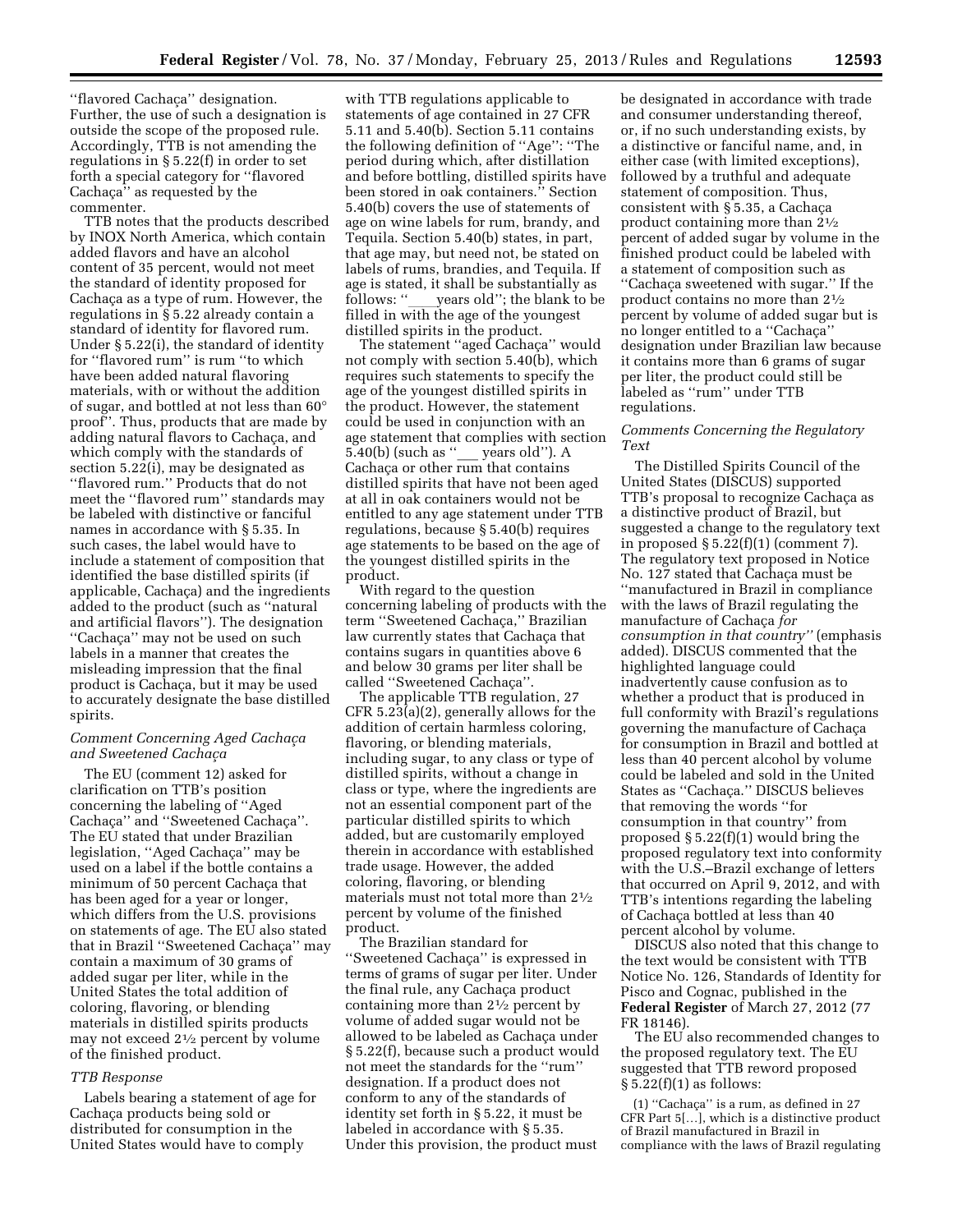''flavored Cachaça'' designation. Further, the use of such a designation is outside the scope of the proposed rule. Accordingly, TTB is not amending the regulations in § 5.22(f) in order to set forth a special category for ''flavored Cachaça'' as requested by the commenter.

TTB notes that the products described by INOX North America, which contain added flavors and have an alcohol content of 35 percent, would not meet the standard of identity proposed for Cachaça as a type of rum. However, the regulations in § 5.22 already contain a standard of identity for flavored rum. Under § 5.22(i), the standard of identity for ''flavored rum'' is rum ''to which have been added natural flavoring materials, with or without the addition of sugar, and bottled at not less than 60° proof''. Thus, products that are made by adding natural flavors to Cachaça, and which comply with the standards of section 5.22(i), may be designated as ''flavored rum.'' Products that do not meet the ''flavored rum'' standards may be labeled with distinctive or fanciful names in accordance with § 5.35. In such cases, the label would have to include a statement of composition that identified the base distilled spirits (if applicable, Cachaça) and the ingredients added to the product (such as ''natural and artificial flavors''). The designation ''Cachaça'' may not be used on such labels in a manner that creates the misleading impression that the final product is Cachaça, but it may be used to accurately designate the base distilled spirits.

### *Comment Concerning Aged Cachaça and Sweetened Cachaça*

The EU (comment 12) asked for clarification on TTB's position concerning the labeling of ''Aged Cachaça'' and ''Sweetened Cachaça''. The EU stated that under Brazilian legislation, ''Aged Cachaça'' may be used on a label if the bottle contains a minimum of 50 percent Cachaça that has been aged for a year or longer, which differs from the U.S. provisions on statements of age. The EU also stated that in Brazil ''Sweetened Cachaça'' may contain a maximum of 30 grams of added sugar per liter, while in the United States the total addition of coloring, flavoring, or blending materials in distilled spirits products may not exceed 2½ percent by volume of the finished product.

### *TTB Response*

Labels bearing a statement of age for Cachaça products being sold or distributed for consumption in the United States would have to comply with TTB regulations applicable to statements of age contained in 27 CFR 5.11 and 5.40(b). Section 5.11 contains the following definition of ''Age'': ''The period during which, after distillation and before bottling, distilled spirits have been stored in oak containers.'' Section 5.40(b) covers the use of statements of age on wine labels for rum, brandy, and Tequila. Section 5.40(b) states, in part, that age may, but need not, be stated on labels of rums, brandies, and Tequila. If age is stated, it shall be substantially as follows: ''____years old''; the blank to be filled in with the age of the youngest distilled spirits in the product.

The statement ''aged Cachaça'' would not comply with section 5.40(b), which requires such statements to specify the age of the youngest distilled spirits in the product. However, the statement could be used in conjunction with an age statement that complies with section 5.40(b) (such as ''___ years old''). A Cachaça or other rum that contains distilled spirits that have not been aged at all in oak containers would not be entitled to any age statement under TTB regulations, because § 5.40(b) requires age statements to be based on the age of the youngest distilled spirits in the product.

With regard to the question concerning labeling of products with the term ''Sweetened Cachaça,'' Brazilian law currently states that Cachaça that contains sugars in quantities above 6 and below 30 grams per liter shall be called ''Sweetened Cachaça''.

The applicable TTB regulation, 27 CFR 5.23(a)(2), generally allows for the addition of certain harmless coloring, flavoring, or blending materials, including sugar, to any class or type of distilled spirits, without a change in class or type, where the ingredients are not an essential component part of the particular distilled spirits to which added, but are customarily employed therein in accordance with established trade usage. However, the added coloring, flavoring, or blending materials must not total more than 2½ percent by volume of the finished product.

The Brazilian standard for ''Sweetened Cachaça'' is expressed in terms of grams of sugar per liter. Under the final rule, any Cachaça product containing more than 2½ percent by volume of added sugar would not be allowed to be labeled as Cachaça under § 5.22(f), because such a product would not meet the standards for the ''rum'' designation. If a product does not conform to any of the standards of identity set forth in § 5.22, it must be labeled in accordance with § 5.35. Under this provision, the product must be designated in accordance with trade and consumer understanding thereof, or, if no such understanding exists, by a distinctive or fanciful name, and, in either case (with limited exceptions), followed by a truthful and adequate statement of composition. Thus, consistent with § 5.35, a Cachaça product containing more than 2½ percent of added sugar by volume in the finished product could be labeled with a statement of composition such as ''Cachaça sweetened with sugar.'' If the product contains no more than 2½ percent by volume of added sugar but is no longer entitled to a ''Cachaça'' designation under Brazilian law because it contains more than 6 grams of sugar per liter, the product could still be labeled as ''rum'' under TTB regulations.

### *Comments Concerning the Regulatory Text*

The Distilled Spirits Council of the United States (DISCUS) supported TTB's proposal to recognize Cachaça as a distinctive product of Brazil, but suggested a change to the regulatory text in proposed § 5.22(f)(1) (comment 7). The regulatory text proposed in Notice No. 127 stated that Cachaça must be ''manufactured in Brazil in compliance with the laws of Brazil regulating the manufacture of Cachaça *for consumption in that country''* (emphasis added). DISCUS commented that the highlighted language could inadvertently cause confusion as to whether a product that is produced in full conformity with Brazil's regulations governing the manufacture of Cachaça for consumption in Brazil and bottled at less than 40 percent alcohol by volume could be labeled and sold in the United States as ''Cachaça.'' DISCUS believes that removing the words ''for consumption in that country'' from proposed § 5.22(f)(1) would bring the proposed regulatory text into conformity with the U.S.–Brazil exchange of letters that occurred on April 9, 2012, and with TTB's intentions regarding the labeling of Cachaça bottled at less than 40 percent alcohol by volume.

DISCUS also noted that this change to the text would be consistent with TTB Notice No. 126, Standards of Identity for Pisco and Cognac, published in the **Federal Register** of March 27, 2012 (77 FR 18146).

The EU also recommended changes to the proposed regulatory text. The EU suggested that TTB reword proposed § 5.22(f)(1) as follows:

> (1) ''Cachaça'' is a rum, as defined in 27 CFR Part 5[…], which is a distinctive product of Brazil manufactured in Brazil in compliance with the laws of Brazil regulating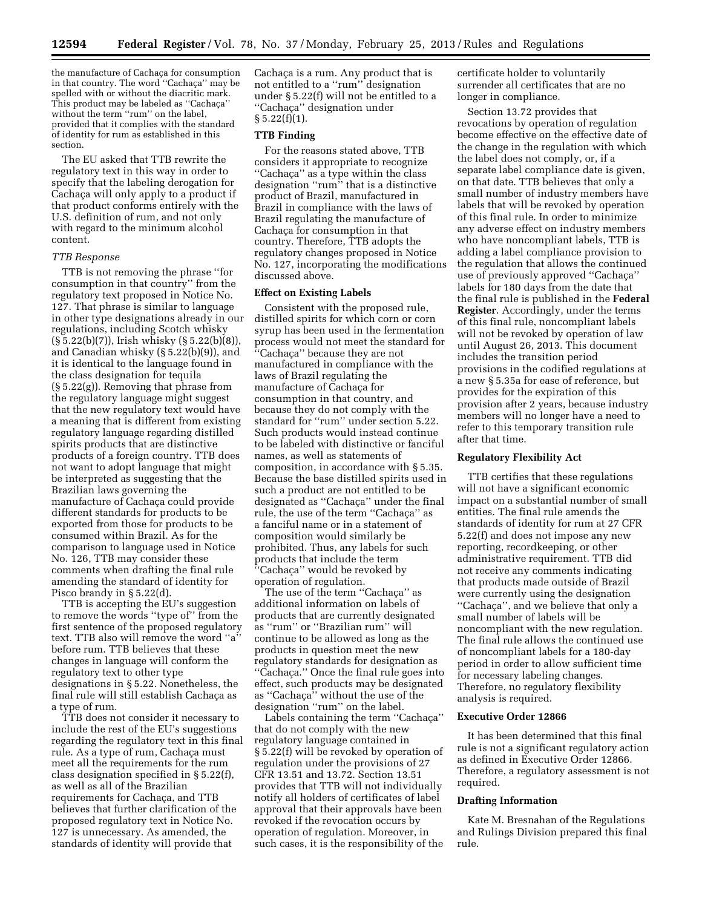the manufacture of Cachaça for consumption in that country. The word ''Cachaça'' may be spelled with or without the diacritic mark. This product may be labeled as ''Cachaça'' without the term ''rum'' on the label, provided that it complies with the standard of identity for rum as established in this section.

The EU asked that TTB rewrite the regulatory text in this way in order to specify that the labeling derogation for Cachaça will only apply to a product if that product conforms entirely with the U.S. definition of rum, and not only with regard to the minimum alcohol content.

*TTB Response*

TTB is not removing the phrase ''for consumption in that country'' from the regulatory text proposed in Notice No. 127. That phrase is similar to language in other type designations already in our regulations, including Scotch whisky (§ 5.22(b)(7)), Irish whisky (§ 5.22(b)(8)), and Canadian whisky (§ 5.22(b)(9)), and it is identical to the language found in the class designation for tequila (§ 5.22(g)). Removing that phrase from the regulatory language might suggest that the new regulatory text would have a meaning that is different from existing regulatory language regarding distilled spirits products that are distinctive products of a foreign country. TTB does not want to adopt language that might be interpreted as suggesting that the Brazilian laws governing the manufacture of Cachaça could provide different standards for products to be exported from those for products to be consumed within Brazil. As for the comparison to language used in Notice No. 126, TTB may consider these comments when drafting the final rule amending the standard of identity for Pisco brandy in § 5.22(d).

TTB is accepting the EU's suggestion to remove the words ''type of'' from the first sentence of the proposed regulatory text. TTB also will remove the word ''a'' before rum. TTB believes that these changes in language will conform the regulatory text to other type designations in § 5.22. Nonetheless, the final rule will still establish Cachaça as a type of rum.

TTB does not consider it necessary to include the rest of the EU's suggestions regarding the regulatory text in this final rule. As a type of rum, Cachaça must meet all the requirements for the rum class designation specified in § 5.22(f), as well as all of the Brazilian requirements for Cachaça, and TTB believes that further clarification of the proposed regulatory text in Notice No. 127 is unnecessary. As amended, the standards of identity will provide that Cachaça is a rum. Any product that is not entitled to a ''rum'' designation under § 5.22(f) will not be entitled to a ''Cachaça'' designation under § 5.22(f)(1).

## TTB Finding

For the reasons stated above, TTB considers it appropriate to recognize ''Cachaça'' as a type within the class designation ''rum'' that is a distinctive product of Brazil, manufactured in Brazil in compliance with the laws of Brazil regulating the manufacture of Cachaça for consumption in that country. Therefore, TTB adopts the regulatory changes proposed in Notice No. 127, incorporating the modifications discussed above.

## Effect on Existing Labels

Consistent with the proposed rule, distilled spirits for which corn or corn syrup has been used in the fermentation process would not meet the standard for ''Cachaça'' because they are not manufactured in compliance with the laws of Brazil regulating the manufacture of Cachaça for consumption in that country, and because they do not comply with the standard for ''rum'' under section 5.22. Such products would instead continue to be labeled with distinctive or fanciful names, as well as statements of composition, in accordance with § 5.35. Because the base distilled spirits used in such a product are not entitled to be designated as ''Cachaça'' under the final rule, the use of the term ''Cachaça'' as a fanciful name or in a statement of composition would similarly be prohibited. Thus, any labels for such products that include the term ''Cachaça'' would be revoked by operation of regulation.

The use of the term ''Cachaça'' as additional information on labels of products that are currently designated as ''rum'' or ''Brazilian rum'' will continue to be allowed as long as the products in question meet the new regulatory standards for designation as ''Cachaça.'' Once the final rule goes into effect, such products may be designated as ''Cachaça'' without the use of the designation ''rum'' on the label.

Labels containing the term ''Cachaça'' that do not comply with the new regulatory language contained in § 5.22(f) will be revoked by operation of regulation under the provisions of 27 CFR 13.51 and 13.72. Section 13.51 provides that TTB will not individually notify all holders of certificates of label approval that their approvals have been revoked if the revocation occurs by operation of regulation. Moreover, in such cases, it is the responsibility of the certificate holder to voluntarily surrender all certificates that are no longer in compliance.

Section 13.72 provides that revocations by operation of regulation become effective on the effective date of the change in the regulation with which the label does not comply, or, if a separate label compliance date is given, on that date. TTB believes that only a small number of industry members have labels that will be revoked by operation of this final rule. In order to minimize any adverse effect on industry members who have noncompliant labels, TTB is adding a label compliance provision to the regulation that allows the continued use of previously approved ''Cachaça'' labels for 180 days from the date that the final rule is published in the **Federal Register**. Accordingly, under the terms of this final rule, noncompliant labels will not be revoked by operation of law until August 26, 2013. This document includes the transition period provisions in the codified regulations at a new § 5.35a for ease of reference, but provides for the expiration of this provision after 2 years, because industry members will no longer have a need to refer to this temporary transition rule after that time.

## Regulatory Flexibility Act

TTB certifies that these regulations will not have a significant economic impact on a substantial number of small entities. The final rule amends the standards of identity for rum at 27 CFR 5.22(f) and does not impose any new reporting, recordkeeping, or other administrative requirement. TTB did not receive any comments indicating that products made outside of Brazil were currently using the designation ''Cachaça'', and we believe that only a small number of labels will be noncompliant with the new regulation. The final rule allows the continued use of noncompliant labels for a 180-day period in order to allow sufficient time for necessary labeling changes. Therefore, no regulatory flexibility analysis is required.

## Executive Order 12866

It has been determined that this final rule is not a significant regulatory action as defined in Executive Order 12866. Therefore, a regulatory assessment is not required.

## Drafting Information

Kate M. Bresnahan of the Regulations and Rulings Division prepared this final rule.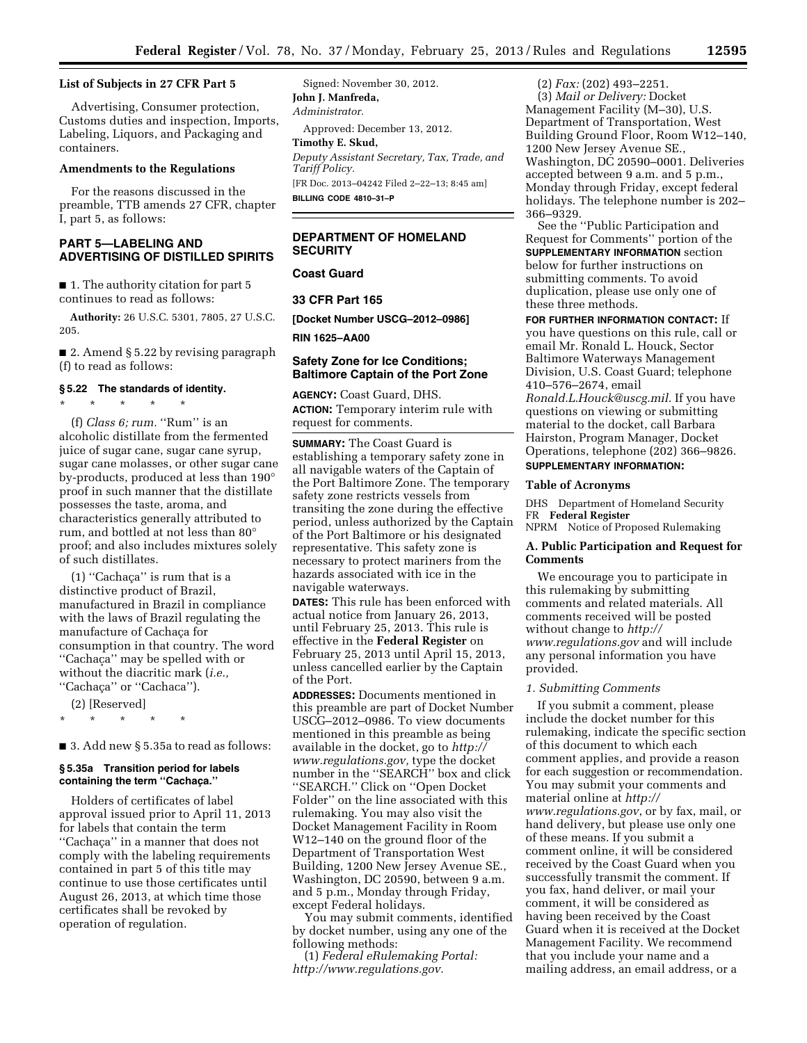**List of Subjects in 27 CFR Part 5**

Advertising, Consumer protection, Customs duties and inspection, Imports, Labeling, Liquors, and Packaging and containers.

**Amendments to the Regulations**

For the reasons discussed in the preamble, TTB amends 27 CFR, chapter I, part 5, as follows:

## PART 5—LABELING AND ADVERTISING OF DISTILLED SPIRITS

■ 1. The authority citation for part 5 continues to read as follows:

**Authority:** 26 U.S.C. 5301, 7805, 27 U.S.C. 205.

■ 2. Amend § 5.22 by revising paragraph (f) to read as follows:

### § 5.22 The standards of identity.

\* \* \* \* \*

(f) *Class 6; rum.* ''Rum'' is an alcoholic distillate from the fermented juice of sugar cane, sugar cane syrup, sugar cane molasses, or other sugar cane by-products, produced at less than 190° proof in such manner that the distillate possesses the taste, aroma, and characteristics generally attributed to rum, and bottled at not less than 80° proof; and also includes mixtures solely of such distillates.

(1) ''Cachaça'' is rum that is a distinctive product of Brazil, manufactured in Brazil in compliance with the laws of Brazil regulating the manufacture of Cachaça for consumption in that country. The word ''Cachaça'' may be spelled with or without the diacritic mark (*i.e.,* ''Cachaça'' or ''Cachaca'').

(2) [Reserved]

\* \* \* \* \*

■ 3. Add new § 5.35a to read as follows:

### § 5.35a Transition period for labels containing the term ''Cachaça.''

Holders of certificates of label approval issued prior to April 11, 2013 for labels that contain the term ''Cachaça'' in a manner that does not comply with the labeling requirements contained in part 5 of this title may continue to use those certificates until August 26, 2013, at which time those certificates shall be revoked by operation of regulation.

Signed: November 30, 2012.

**John J. Manfreda,**

*Administrator.*

Approved: December 13, 2012.

**Timothy E. Skud,**

*Deputy Assistant Secretary, Tax, Trade, and Tariff Policy.*

[FR Doc. 2013–04242 Filed 2–22–13; 8:45 am]

**BILLING CODE 4810–31–P**

---

## DEPARTMENT OF HOMELAND SECURITY

## Coast Guard

## 33 CFR Part 165

**[Docket Number USCG–2012–0986]**

**RIN 1625–AA00**

## Safety Zone for Ice Conditions; Baltimore Captain of the Port Zone

**AGENCY:** Coast Guard, DHS.

**ACTION:** Temporary interim rule with request for comments.

**SUMMARY:** The Coast Guard is establishing a temporary safety zone in all navigable waters of the Captain of the Port Baltimore Zone. The temporary safety zone restricts vessels from transiting the zone during the effective period, unless authorized by the Captain of the Port Baltimore or his designated representative. This safety zone is necessary to protect mariners from the hazards associated with ice in the navigable waterways.

**DATES:** This rule has been enforced with actual notice from January 26, 2013, until February 25, 2013. This rule is effective in the **Federal Register** on February 25, 2013 until April 15, 2013, unless cancelled earlier by the Captain of the Port.

**ADDRESSES:** Documents mentioned in this preamble are part of Docket Number USCG–2012–0986. To view documents mentioned in this preamble as being available in the docket, go to *http://www.regulations.gov,* type the docket number in the ''SEARCH'' box and click ''SEARCH.'' Click on ''Open Docket Folder'' on the line associated with this rulemaking. You may also visit the Docket Management Facility in Room W12–140 on the ground floor of the Department of Transportation West Building, 1200 New Jersey Avenue SE., Washington, DC 20590, between 9 a.m. and 5 p.m., Monday through Friday, except Federal holidays.

You may submit comments, identified by docket number, using any one of the following methods:

(1) *Federal eRulemaking Portal: http://www.regulations.gov.*

(2) *Fax:* (202) 493–2251.

(3) *Mail or Delivery:* Docket Management Facility (M–30), U.S. Department of Transportation, West Building Ground Floor, Room W12–140, 1200 New Jersey Avenue SE., Washington, DC 20590–0001. Deliveries accepted between 9 a.m. and 5 p.m., Monday through Friday, except federal holidays. The telephone number is 202–366–9329.

See the ''Public Participation and Request for Comments'' portion of the **SUPPLEMENTARY INFORMATION** section below for further instructions on submitting comments. To avoid duplication, please use only one of these three methods.

**FOR FURTHER INFORMATION CONTACT:** If you have questions on this rule, call or email Mr. Ronald L. Houck, Sector Baltimore Waterways Management Division, U.S. Coast Guard; telephone 410–576–2674, email *Ronald.L.Houck@uscg.mil.* If you have questions on viewing or submitting material to the docket, call Barbara Hairston, Program Manager, Docket Operations, telephone (202) 366–9826.

**SUPPLEMENTARY INFORMATION:**

### Table of Acronyms

DHS Department of Homeland Security
FR **Federal Register**
NPRM Notice of Proposed Rulemaking

### A. Public Participation and Request for Comments

We encourage you to participate in this rulemaking by submitting comments and related materials. All comments received will be posted without change to *http://www.regulations.gov* and will include any personal information you have provided.

#### *1. Submitting Comments*

If you submit a comment, please include the docket number for this rulemaking, indicate the specific section of this document to which each comment applies, and provide a reason for each suggestion or recommendation. You may submit your comments and material online at *http://www.regulations.gov*, or by fax, mail, or hand delivery, but please use only one of these means. If you submit a comment online, it will be considered received by the Coast Guard when you successfully transmit the comment. If you fax, hand deliver, or mail your comment, it will be considered as having been received by the Coast Guard when it is received at the Docket Management Facility. We recommend that you include your name and a mailing address, an email address, or a